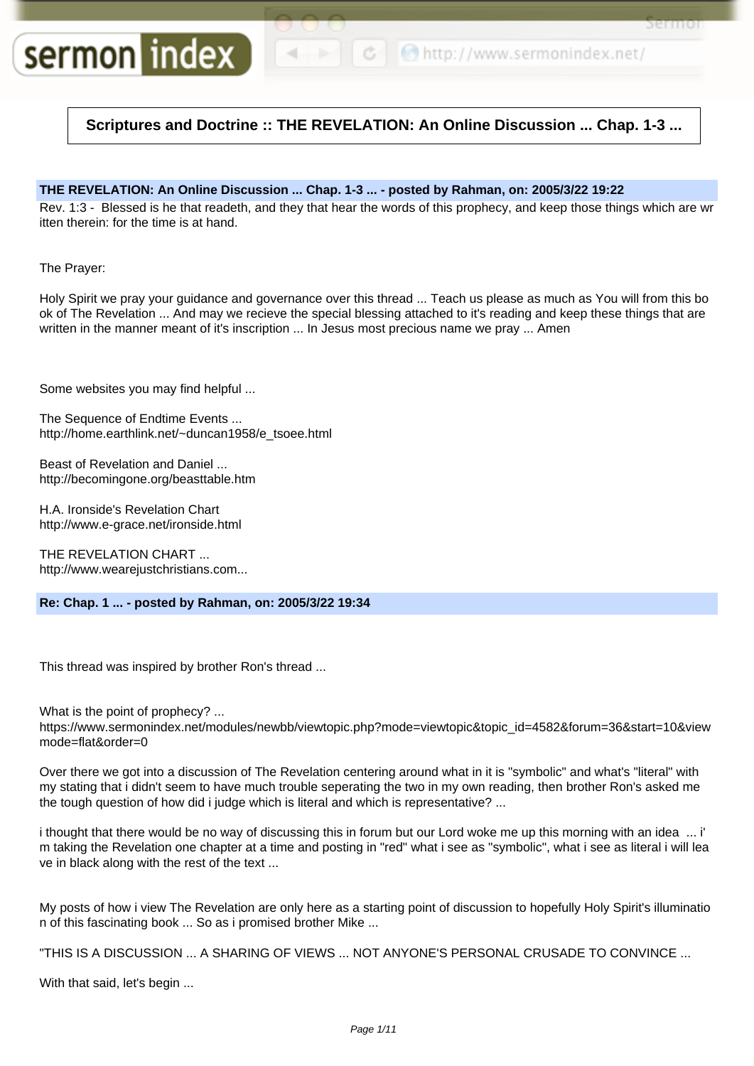# Scriptures and Doctrine :: THE REVELATION: An Online Discussion ... Chap. 1-3 ...

**THE REVELATION: An Online Discussion ... Chap. 1-3 ... - posted by Rahman, on: 2005/3/22 19:22**

Rev. 1:3 - Blessed is he that readeth, and they that hear the words of this prophecy, and keep those things which are written therein: for the time is at hand.

The Prayer:

Holy Spirit we pray your guidance and governance over this thread ... Teach us please as much as You will from this book of The Revelation ... And may we recieve the special blessing attached to it's reading and keep these things that are written in the manner meant of it's inscription ... In Jesus most precious name we pray ... Amen

Some websites you may find helpful ...

The Sequence of Endtime Events ...
http://home.earthlink.net/~duncan1958/e_tsoee.html

Beast of Revelation and Daniel ...
http://becomingone.org/beasttable.htm

H.A. Ironside's Revelation Chart
http://www.e-grace.net/ironside.html

THE REVELATION CHART ...
http://www.wearejustchristians.com...

**Re: Chap. 1 ... - posted by Rahman, on: 2005/3/22 19:34**

This thread was inspired by brother Ron's thread ...

What is the point of prophecy? ...
https://www.sermonindex.net/modules/newbb/viewtopic.php?mode=viewtopic&topic_id=4582&forum=36&start=10&viewmode=flat&order=0

Over there we got into a discussion of The Revelation centering around what in it is "symbolic" and what's "literal" with my stating that i didn't seem to have much trouble seperating the two in my own reading, then brother Ron's asked me the tough question of how did i judge which is literal and which is representative? ...

i thought that there would be no way of discussing this in forum but our Lord woke me up this morning with an idea ... i'm taking the Revelation one chapter at a time and posting in "red" what i see as "symbolic", what i see as literal i will leave in black along with the rest of the text ...

My posts of how i view The Revelation are only here as a starting point of discussion to hopefully Holy Spirit's illumination of this fascinating book ... So as i promised brother Mike ...

"THIS IS A DISCUSSION ... A SHARING OF VIEWS ... NOT ANYONE'S PERSONAL CRUSADE TO CONVINCE ...

With that said, let's begin ...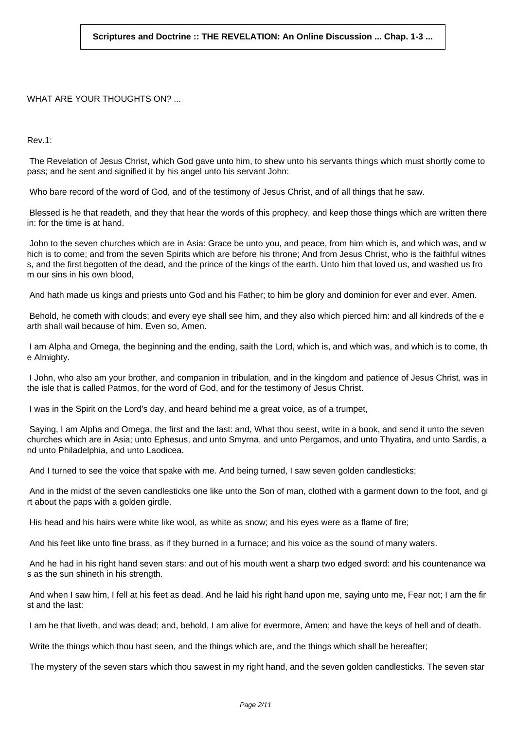**Scriptures and Doctrine :: THE REVELATION: An Online Discussion ... Chap. 1-3 ...**

WHAT ARE YOUR THOUGHTS ON? ...

Rev.1:

The Revelation of Jesus Christ, which God gave unto him, to shew unto his servants things which must shortly come to pass; and he sent and signified it by his angel unto his servant John:

Who bare record of the word of God, and of the testimony of Jesus Christ, and of all things that he saw.

Blessed is he that readeth, and they that hear the words of this prophecy, and keep those things which are written therein: for the time is at hand.

John to the seven churches which are in Asia: Grace be unto you, and peace, from him which is, and which was, and which is to come; and from the seven Spirits which are before his throne; And from Jesus Christ, who is the faithful witness, and the first begotten of the dead, and the prince of the kings of the earth. Unto him that loved us, and washed us from our sins in his own blood,

And hath made us kings and priests unto God and his Father; to him be glory and dominion for ever and ever. Amen.

Behold, he cometh with clouds; and every eye shall see him, and they also which pierced him: and all kindreds of the earth shall wail because of him. Even so, Amen.

I am Alpha and Omega, the beginning and the ending, saith the Lord, which is, and which was, and which is to come, the Almighty.

I John, who also am your brother, and companion in tribulation, and in the kingdom and patience of Jesus Christ, was in the isle that is called Patmos, for the word of God, and for the testimony of Jesus Christ.

I was in the Spirit on the Lord's day, and heard behind me a great voice, as of a trumpet,

Saying, I am Alpha and Omega, the first and the last: and, What thou seest, write in a book, and send it unto the seven churches which are in Asia; unto Ephesus, and unto Smyrna, and unto Pergamos, and unto Thyatira, and unto Sardis, and unto Philadelphia, and unto Laodicea.

And I turned to see the voice that spake with me. And being turned, I saw seven golden candlesticks;

And in the midst of the seven candlesticks one like unto the Son of man, clothed with a garment down to the foot, and girt about the paps with a golden girdle.

His head and his hairs were white like wool, as white as snow; and his eyes were as a flame of fire;

And his feet like unto fine brass, as if they burned in a furnace; and his voice as the sound of many waters.

And he had in his right hand seven stars: and out of his mouth went a sharp two edged sword: and his countenance was as the sun shineth in his strength.

And when I saw him, I fell at his feet as dead. And he laid his right hand upon me, saying unto me, Fear not; I am the first and the last:

I am he that liveth, and was dead; and, behold, I am alive for evermore, Amen; and have the keys of hell and of death.

Write the things which thou hast seen, and the things which are, and the things which shall be hereafter;

The mystery of the seven stars which thou sawest in my right hand, and the seven golden candlesticks. The seven star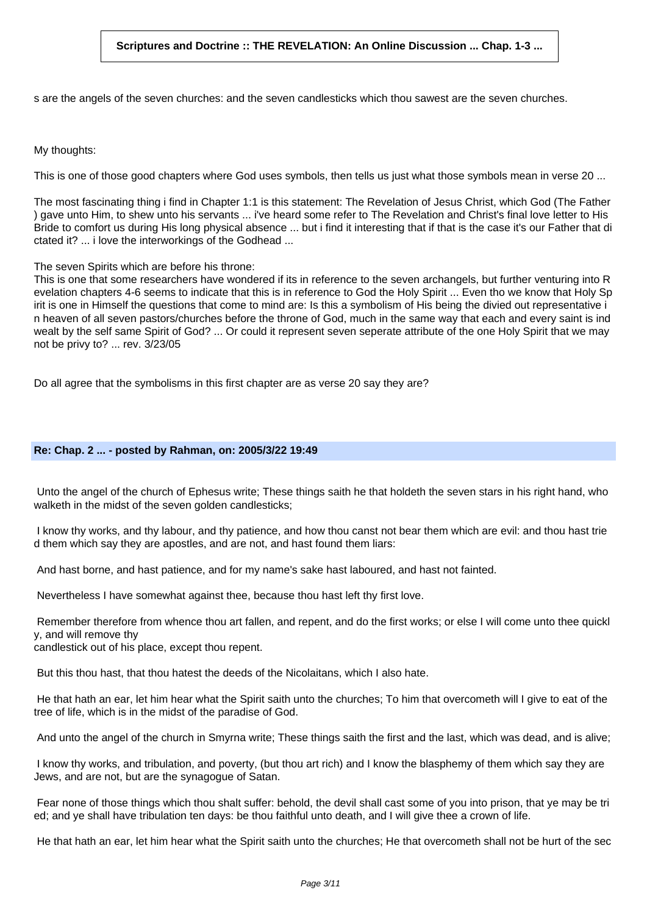s are the angels of the seven churches: and the seven candlesticks which thou sawest are the seven churches.

My thoughts:

This is one of those good chapters where God uses symbols, then tells us just what those symbols mean in verse 20 ...

The most fascinating thing i find in Chapter 1:1 is this statement: The Revelation of Jesus Christ, which God (The Father ) gave unto Him, to shew unto his servants ... i've heard some refer to The Revelation and Christ's final love letter to His Bride to comfort us during His long physical absence ... but i find it interesting that if that is the case it's our Father that dictated it? ... i love the interworkings of the Godhead ...

The seven Spirits which are before his throne:
This is one that some researchers have wondered if its in reference to the seven archangels, but further venturing into Revelation chapters 4-6 seems to indicate that this is in reference to God the Holy Spirit ... Even tho we know that Holy Spirit is one in Himself the questions that come to mind are: Is this a symbolism of His being the divied out representative in heaven of all seven pastors/churches before the throne of God, much in the same way that each and every saint is indwealt by the self same Spirit of God? ... Or could it represent seven seperate attribute of the one Holy Spirit that we may not be privy to? ... rev. 3/23/05

Do all agree that the symbolisms in this first chapter are as verse 20 say they are?

**Re: Chap. 2 ... - posted by Rahman, on: 2005/3/22 19:49**

Unto the angel of the church of Ephesus write; These things saith he that holdeth the seven stars in his right hand, who walketh in the midst of the seven golden candlesticks;

I know thy works, and thy labour, and thy patience, and how thou canst not bear them which are evil: and thou hast tried them which say they are apostles, and are not, and hast found them liars:

And hast borne, and hast patience, and for my name's sake hast laboured, and hast not fainted.

Nevertheless I have somewhat against thee, because thou hast left thy first love.

Remember therefore from whence thou art fallen, and repent, and do the first works; or else I will come unto thee quickly, and will remove thy
candlestick out of his place, except thou repent.

But this thou hast, that thou hatest the deeds of the Nicolaitans, which I also hate.

He that hath an ear, let him hear what the Spirit saith unto the churches; To him that overcometh will I give to eat of the tree of life, which is in the midst of the paradise of God.

And unto the angel of the church in Smyrna write; These things saith the first and the last, which was dead, and is alive;

I know thy works, and tribulation, and poverty, (but thou art rich) and I know the blasphemy of them which say they are Jews, and are not, but are the synagogue of Satan.

Fear none of those things which thou shalt suffer: behold, the devil shall cast some of you into prison, that ye may be tried; and ye shall have tribulation ten days: be thou faithful unto death, and I will give thee a crown of life.

He that hath an ear, let him hear what the Spirit saith unto the churches; He that overcometh shall not be hurt of the sec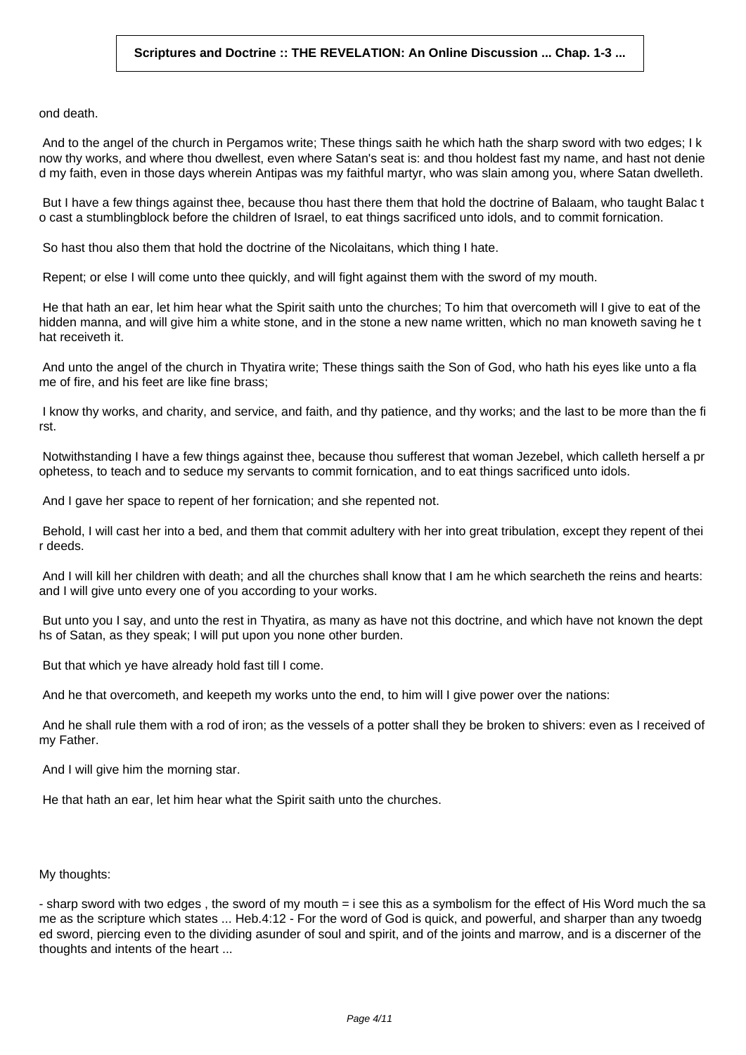ond death.

And to the angel of the church in Pergamos write; These things saith he which hath the sharp sword with two edges; I know thy works, and where thou dwellest, even where Satan's seat is: and thou holdest fast my name, and hast not denied my faith, even in those days wherein Antipas was my faithful martyr, who was slain among you, where Satan dwelleth.

But I have a few things against thee, because thou hast there them that hold the doctrine of Balaam, who taught Balac to cast a stumblingblock before the children of Israel, to eat things sacrificed unto idols, and to commit fornication.

So hast thou also them that hold the doctrine of the Nicolaitans, which thing I hate.

Repent; or else I will come unto thee quickly, and will fight against them with the sword of my mouth.

He that hath an ear, let him hear what the Spirit saith unto the churches; To him that overcometh will I give to eat of the hidden manna, and will give him a white stone, and in the stone a new name written, which no man knoweth saving he that receiveth it.

And unto the angel of the church in Thyatira write; These things saith the Son of God, who hath his eyes like unto a flame of fire, and his feet are like fine brass;

I know thy works, and charity, and service, and faith, and thy patience, and thy works; and the last to be more than the first.

Notwithstanding I have a few things against thee, because thou sufferest that woman Jezebel, which calleth herself a prophetess, to teach and to seduce my servants to commit fornication, and to eat things sacrificed unto idols.

And I gave her space to repent of her fornication; and she repented not.

Behold, I will cast her into a bed, and them that commit adultery with her into great tribulation, except they repent of their deeds.

And I will kill her children with death; and all the churches shall know that I am he which searcheth the reins and hearts: and I will give unto every one of you according to your works.

But unto you I say, and unto the rest in Thyatira, as many as have not this doctrine, and which have not known the depths of Satan, as they speak; I will put upon you none other burden.

But that which ye have already hold fast till I come.

And he that overcometh, and keepeth my works unto the end, to him will I give power over the nations:

And he shall rule them with a rod of iron; as the vessels of a potter shall they be broken to shivers: even as I received of my Father.

And I will give him the morning star.

He that hath an ear, let him hear what the Spirit saith unto the churches.

My thoughts:

- sharp sword with two edges , the sword of my mouth = i see this as a symbolism for the effect of His Word much the same as the scripture which states ... Heb.4:12 - For the word of God is quick, and powerful, and sharper than any twoedged sword, piercing even to the dividing asunder of soul and spirit, and of the joints and marrow, and is a discerner of the thoughts and intents of the heart ...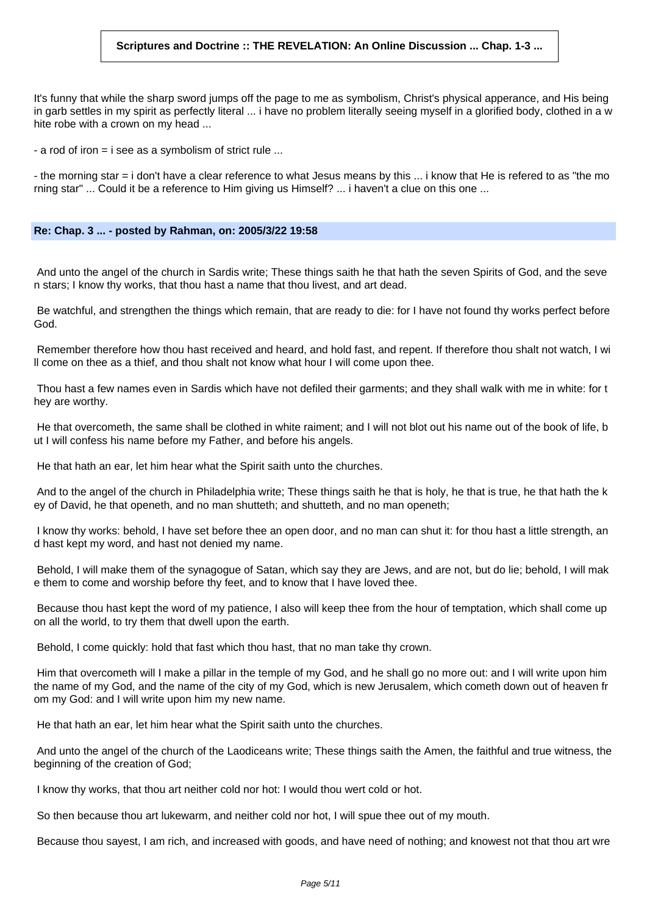It's funny that while the sharp sword jumps off the page to me as symbolism, Christ's physical apperance, and His being in garb settles in my spirit as perfectly literal ... i have no problem literally seeing myself in a glorified body, clothed in a white robe with a crown on my head ...

- a rod of iron = i see as a symbolism of strict rule ...

- the morning star = i don't have a clear reference to what Jesus means by this ... i know that He is refered to as "the morning star" ... Could it be a reference to Him giving us Himself? ... i haven't a clue on this one ...

### Re: Chap. 3 ... - posted by Rahman, on: 2005/3/22 19:58

And unto the angel of the church in Sardis write; These things saith he that hath the seven Spirits of God, and the seven stars; I know thy works, that thou hast a name that thou livest, and art dead.

Be watchful, and strengthen the things which remain, that are ready to die: for I have not found thy works perfect before God.

Remember therefore how thou hast received and heard, and hold fast, and repent. If therefore thou shalt not watch, I will come on thee as a thief, and thou shalt not know what hour I will come upon thee.

Thou hast a few names even in Sardis which have not defiled their garments; and they shall walk with me in white: for they are worthy.

He that overcometh, the same shall be clothed in white raiment; and I will not blot out his name out of the book of life, but I will confess his name before my Father, and before his angels.

He that hath an ear, let him hear what the Spirit saith unto the churches.

And to the angel of the church in Philadelphia write; These things saith he that is holy, he that is true, he that hath the key of David, he that openeth, and no man shutteth; and shutteth, and no man openeth;

I know thy works: behold, I have set before thee an open door, and no man can shut it: for thou hast a little strength, and hast kept my word, and hast not denied my name.

Behold, I will make them of the synagogue of Satan, which say they are Jews, and are not, but do lie; behold, I will make them to come and worship before thy feet, and to know that I have loved thee.

Because thou hast kept the word of my patience, I also will keep thee from the hour of temptation, which shall come upon all the world, to try them that dwell upon the earth.

Behold, I come quickly: hold that fast which thou hast, that no man take thy crown.

Him that overcometh will I make a pillar in the temple of my God, and he shall go no more out: and I will write upon him the name of my God, and the name of the city of my God, which is new Jerusalem, which cometh down out of heaven from my God: and I will write upon him my new name.

He that hath an ear, let him hear what the Spirit saith unto the churches.

And unto the angel of the church of the Laodiceans write; These things saith the Amen, the faithful and true witness, the beginning of the creation of God;

I know thy works, that thou art neither cold nor hot: I would thou wert cold or hot.

So then because thou art lukewarm, and neither cold nor hot, I will spue thee out of my mouth.

Because thou sayest, I am rich, and increased with goods, and have need of nothing; and knowest not that thou art wre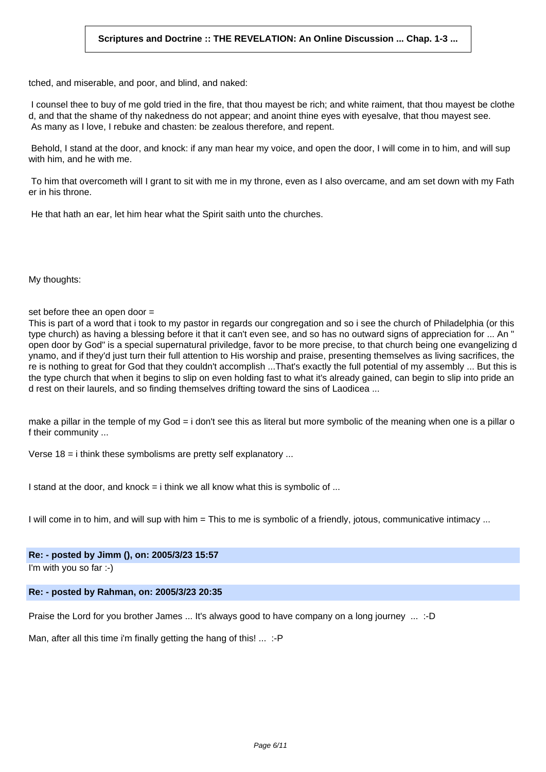tched, and miserable, and poor, and blind, and naked:

I counsel thee to buy of me gold tried in the fire, that thou mayest be rich; and white raiment, that thou mayest be clothed, and that the shame of thy nakedness do not appear; and anoint thine eyes with eyesalve, that thou mayest see.
As many as I love, I rebuke and chasten: be zealous therefore, and repent.

Behold, I stand at the door, and knock: if any man hear my voice, and open the door, I will come in to him, and will sup with him, and he with me.

To him that overcometh will I grant to sit with me in my throne, even as I also overcame, and am set down with my Father in his throne.

He that hath an ear, let him hear what the Spirit saith unto the churches.

My thoughts:

set before thee an open door =
This is part of a word that i took to my pastor in regards our congregation and so i see the church of Philadelphia (or this type church) as having a blessing before it that it can't even see, and so has no outward signs of appreciation for ... An "open door by God" is a special supernatural priviledge, favor to be more precise, to that church being one evangelizing dynamo, and if they'd just turn their full attention to His worship and praise, presenting themselves as living sacrifices, there is nothing to great for God that they couldn't accomplish ...That's exactly the full potential of my assembly ... But this is the type church that when it begins to slip on even holding fast to what it's already gained, can begin to slip into pride and rest on their laurels, and so finding themselves drifting toward the sins of Laodicea ...

make a pillar in the temple of my God = i don't see this as literal but more symbolic of the meaning when one is a pillar of their community ...

Verse 18 = i think these symbolisms are pretty self explanatory ...

I stand at the door, and knock = i think we all know what this is symbolic of ...

I will come in to him, and will sup with him = This to me is symbolic of a friendly, jotous, communicative intimacy ...

**Re: - posted by Jimm (), on: 2005/3/23 15:57**

I'm with you so far :-)

**Re: - posted by Rahman, on: 2005/3/23 20:35**

Praise the Lord for you brother James ... It's always good to have company on a long journey ... :-D

Man, after all this time i'm finally getting the hang of this! ... :-P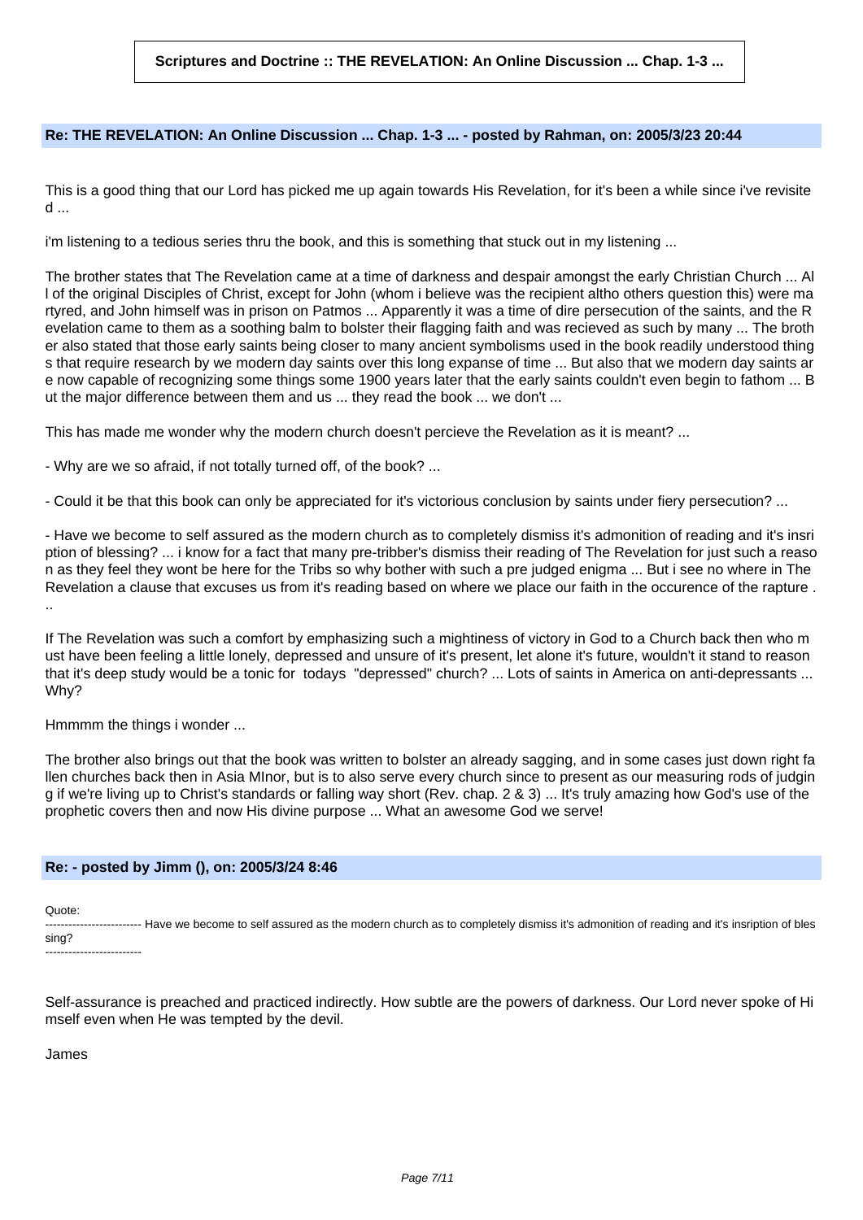**Scriptures and Doctrine :: THE REVELATION: An Online Discussion ... Chap. 1-3 ...**

### Re: THE REVELATION: An Online Discussion ... Chap. 1-3 ... - posted by Rahman, on: 2005/3/23 20:44

This is a good thing that our Lord has picked me up again towards His Revelation, for it's been a while since i've revisited ...

i'm listening to a tedious series thru the book, and this is something that stuck out in my listening ...

The brother states that The Revelation came at a time of darkness and despair amongst the early Christian Church ... All of the original Disciples of Christ, except for John (whom i believe was the recipient altho others question this) were martyred, and John himself was in prison on Patmos ... Apparently it was a time of dire persecution of the saints, and the Revelation came to them as a soothing balm to bolster their flagging faith and was recieved as such by many ... The brother also stated that those early saints being closer to many ancient symbolisms used in the book readily understood things that require research by we modern day saints over this long expanse of time ... But also that we modern day saints are now capable of recognizing some things some 1900 years later that the early saints couldn't even begin to fathom ... But the major difference between them and us ... they read the book ... we don't ...

This has made me wonder why the modern church doesn't percieve the Revelation as it is meant? ...

- Why are we so afraid, if not totally turned off, of the book? ...

- Could it be that this book can only be appreciated for it's victorious conclusion by saints under fiery persecution? ...

- Have we become to self assured as the modern church as to completely dismiss it's admonition of reading and it's insription of blessing? ... i know for a fact that many pre-tribber's dismiss their reading of The Revelation for just such a reason as they feel they wont be here for the Tribs so why bother with such a pre judged enigma ... But i see no where in The Revelation a clause that excuses us from it's reading based on where we place our faith in the occurence of the rapture ...

If The Revelation was such a comfort by emphasizing such a mightiness of victory in God to a Church back then who must have been feeling a little lonely, depressed and unsure of it's present, let alone it's future, wouldn't it stand to reason that it's deep study would be a tonic for todays "depressed" church? ... Lots of saints in America on anti-depressants ... Why?

Hmmmm the things i wonder ...

The brother also brings out that the book was written to bolster an already sagging, and in some cases just down right fallen churches back then in Asia MInor, but is to also serve every church since to present as our measuring rods of judging if we're living up to Christ's standards or falling way short (Rev. chap. 2 & 3) ... It's truly amazing how God's use of the prophetic covers then and now His divine purpose ... What an awesome God we serve!

### Re: - posted by Jimm (), on: 2005/3/24 8:46

Quote:

> Have we become to self assured as the modern church as to completely dismiss it's admonition of reading and it's insription of blessing?

Self-assurance is preached and practiced indirectly. How subtle are the powers of darkness. Our Lord never spoke of Himself even when He was tempted by the devil.

James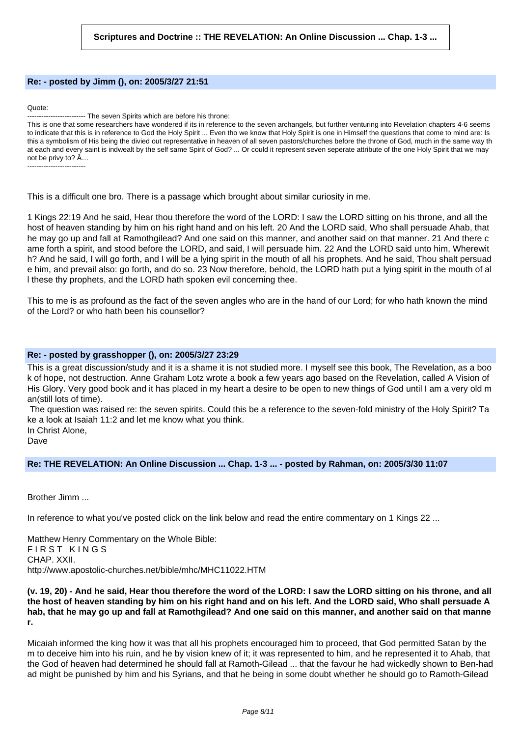### Re: - posted by Jimm (), on: 2005/3/27 21:51

Quote:

------------------------- The seven Spirits which are before his throne:

This is one that some researchers have wondered if its in reference to the seven archangels, but further venturing into Revelation chapters 4-6 seems to indicate that this is in reference to God the Holy Spirit ... Even tho we know that Holy Spirit is one in Himself the questions that come to mind are: Is this a symbolism of His being the divied out representative in heaven of all seven pastors/churches before the throne of God, much in the same way that each and every saint is indwealt by the self same Spirit of God? ... Or could it represent seven seperate attribute of the one Holy Spirit that we may not be privy to? Â…

-------------------------

This is a difficult one bro. There is a passage which brought about similar curiosity in me.

1 Kings 22:19 And he said, Hear thou therefore the word of the LORD: I saw the LORD sitting on his throne, and all the host of heaven standing by him on his right hand and on his left. 20 And the LORD said, Who shall persuade Ahab, that he may go up and fall at Ramothgilead? And one said on this manner, and another said on that manner. 21 And there came forth a spirit, and stood before the LORD, and said, I will persuade him. 22 And the LORD said unto him, Wherewith? And he said, I will go forth, and I will be a lying spirit in the mouth of all his prophets. And he said, Thou shalt persuade him, and prevail also: go forth, and do so. 23 Now therefore, behold, the LORD hath put a lying spirit in the mouth of all these thy prophets, and the LORD hath spoken evil concerning thee.

This to me is as profound as the fact of the seven angles who are in the hand of our Lord; for who hath known the mind of the Lord? or who hath been his counsellor?

### Re: - posted by grasshopper (), on: 2005/3/27 23:29

This is a great discussion/study and it is a shame it is not studied more. I myself see this book, The Revelation, as a book of hope, not destruction. Anne Graham Lotz wrote a book a few years ago based on the Revelation, called A Vision of His Glory. Very good book and it has placed in my heart a desire to be open to new things of God until I am a very old man(still lots of time).

The question was raised re: the seven spirits. Could this be a reference to the seven-fold ministry of the Holy Spirit? Take a look at Isaiah 11:2 and let me know what you think.

In Christ Alone,

Dave

### Re: THE REVELATION: An Online Discussion ... Chap. 1-3 ... - posted by Rahman, on: 2005/3/30 11:07

Brother Jimm ...

In reference to what you've posted click on the link below and read the entire commentary on 1 Kings 22 ...

Matthew Henry Commentary on the Whole Bible:
F I R S T K I N G S
CHAP. XXII.
http://www.apostolic-churches.net/bible/mhc/MHC11022.HTM

**(v. 19, 20) - And he said, Hear thou therefore the word of the LORD: I saw the LORD sitting on his throne, and all the host of heaven standing by him on his right hand and on his left. And the LORD said, Who shall persuade Ahab, that he may go up and fall at Ramothgilead? And one said on this manner, and another said on that manner.**

Micaiah informed the king how it was that all his prophets encouraged him to proceed, that God permitted Satan by them to deceive him into his ruin, and he by vision knew of it; it was represented to him, and he represented it to Ahab, that the God of heaven had determined he should fall at Ramoth-Gilead ... that the favour he had wickedly shown to Ben-hadad might be punished by him and his Syrians, and that he being in some doubt whether he should go to Ramoth-Gilead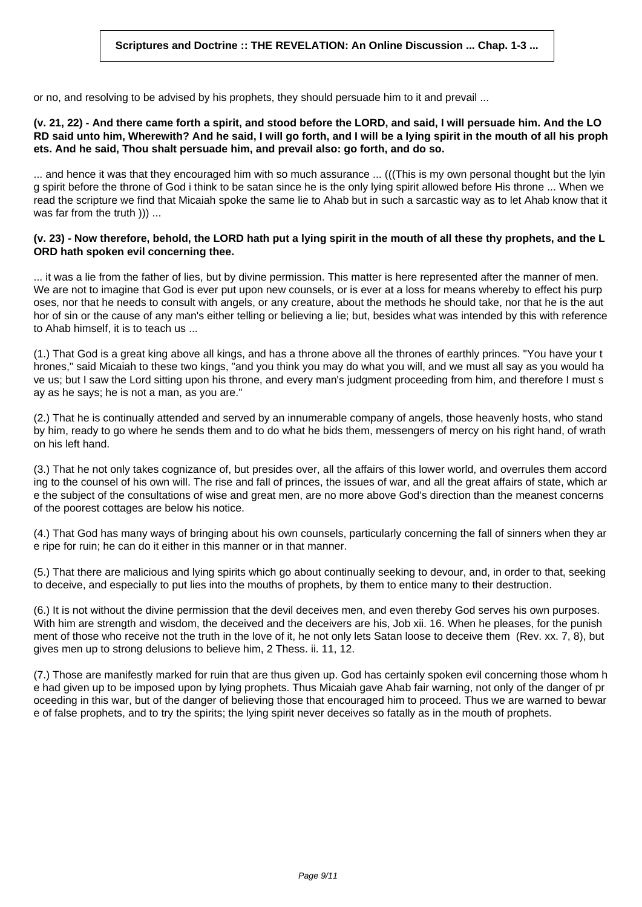or no, and resolving to be advised by his prophets, they should persuade him to it and prevail ...

**(v. 21, 22) - And there came forth a spirit, and stood before the LORD, and said, I will persuade him. And the LORD said unto him, Wherewith? And he said, I will go forth, and I will be a lying spirit in the mouth of all his prophets. And he said, Thou shalt persuade him, and prevail also: go forth, and do so.**

... and hence it was that they encouraged him with so much assurance ... (((This is my own personal thought but the lying spirit before the throne of God i think to be satan since he is the only lying spirit allowed before His throne ... When we read the scripture we find that Micaiah spoke the same lie to Ahab but in such a sarcastic way as to let Ahab know that it was far from the truth ))) ...

**(v. 23) - Now therefore, behold, the LORD hath put a lying spirit in the mouth of all these thy prophets, and the LORD hath spoken evil concerning thee.**

... it was a lie from the father of lies, but by divine permission. This matter is here represented after the manner of men. We are not to imagine that God is ever put upon new counsels, or is ever at a loss for means whereby to effect his purposes, nor that he needs to consult with angels, or any creature, about the methods he should take, nor that he is the author of sin or the cause of any man's either telling or believing a lie; but, besides what was intended by this with reference to Ahab himself, it is to teach us ...

(1.) That God is a great king above all kings, and has a throne above all the thrones of earthly princes. "You have your thrones," said Micaiah to these two kings, "and you think you may do what you will, and we must all say as you would have us; but I saw the Lord sitting upon his throne, and every man's judgment proceeding from him, and therefore I must say as he says; he is not a man, as you are."

(2.) That he is continually attended and served by an innumerable company of angels, those heavenly hosts, who stand by him, ready to go where he sends them and to do what he bids them, messengers of mercy on his right hand, of wrath on his left hand.

(3.) That he not only takes cognizance of, but presides over, all the affairs of this lower world, and overrules them according to the counsel of his own will. The rise and fall of princes, the issues of war, and all the great affairs of state, which are the subject of the consultations of wise and great men, are no more above God's direction than the meanest concerns of the poorest cottages are below his notice.

(4.) That God has many ways of bringing about his own counsels, particularly concerning the fall of sinners when they are ripe for ruin; he can do it either in this manner or in that manner.

(5.) That there are malicious and lying spirits which go about continually seeking to devour, and, in order to that, seeking to deceive, and especially to put lies into the mouths of prophets, by them to entice many to their destruction.

(6.) It is not without the divine permission that the devil deceives men, and even thereby God serves his own purposes. With him are strength and wisdom, the deceived and the deceivers are his, Job xii. 16. When he pleases, for the punishment of those who receive not the truth in the love of it, he not only lets Satan loose to deceive them (Rev. xx. 7, 8), but gives men up to strong delusions to believe him, 2 Thess. ii. 11, 12.

(7.) Those are manifestly marked for ruin that are thus given up. God has certainly spoken evil concerning those whom he had given up to be imposed upon by lying prophets. Thus Micaiah gave Ahab fair warning, not only of the danger of proceeding in this war, but of the danger of believing those that encouraged him to proceed. Thus we are warned to beware of false prophets, and to try the spirits; the lying spirit never deceives so fatally as in the mouth of prophets.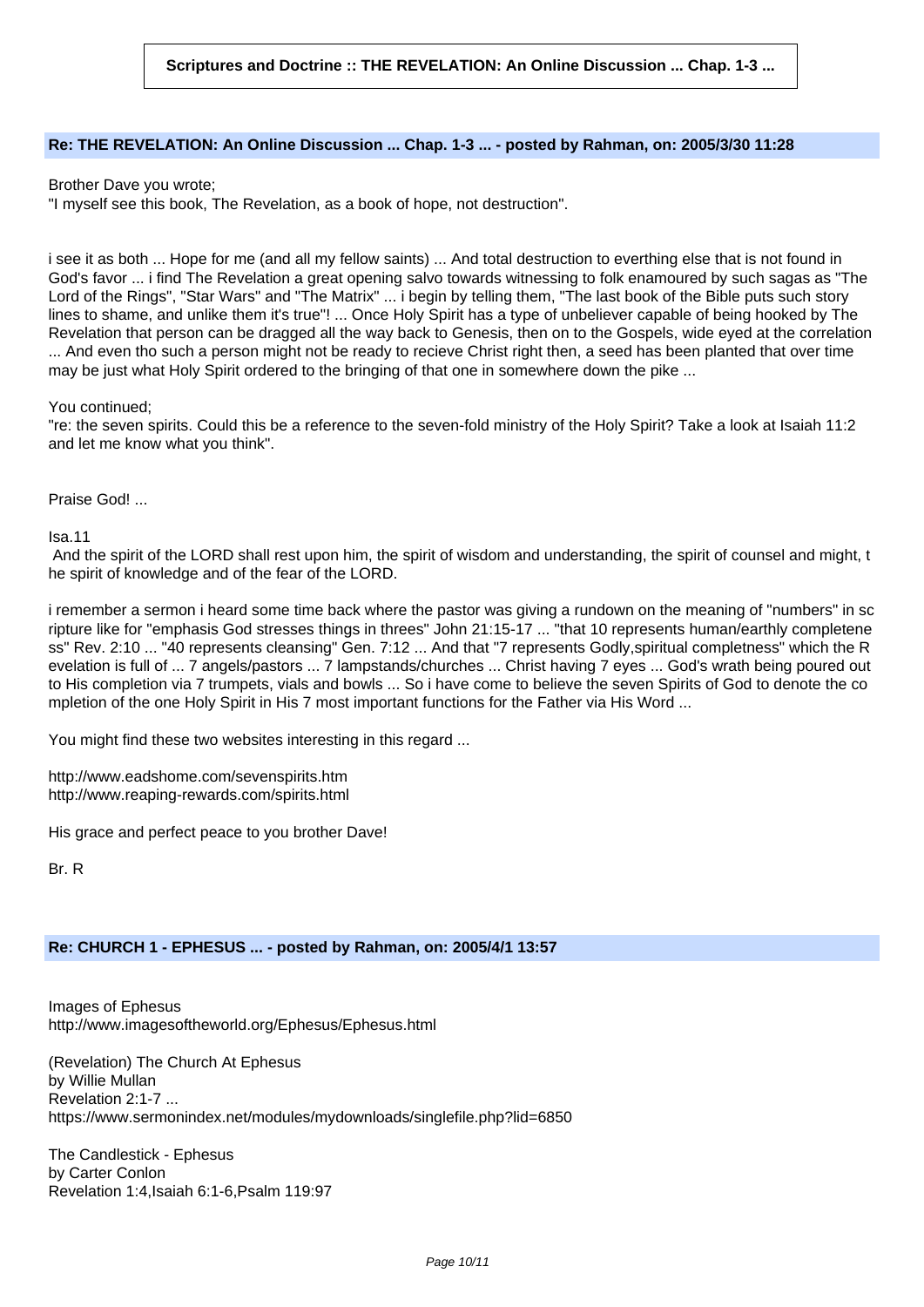**Scriptures and Doctrine :: THE REVELATION: An Online Discussion ... Chap. 1-3 ...**

### Re: THE REVELATION: An Online Discussion ... Chap. 1-3 ... - posted by Rahman, on: 2005/3/30 11:28

Brother Dave you wrote;
"I myself see this book, The Revelation, as a book of hope, not destruction".

i see it as both ... Hope for me (and all my fellow saints) ... And total destruction to everthing else that is not found in God's favor ... i find The Revelation a great opening salvo towards witnessing to folk enamoured by such sagas as "The Lord of the Rings", "Star Wars" and "The Matrix" ... i begin by telling them, "The last book of the Bible puts such story lines to shame, and unlike them it's true"! ... Once Holy Spirit has a type of unbeliever capable of being hooked by The Revelation that person can be dragged all the way back to Genesis, then on to the Gospels, wide eyed at the correlation ... And even tho such a person might not be ready to recieve Christ right then, a seed has been planted that over time may be just what Holy Spirit ordered to the bringing of that one in somewhere down the pike ...

You continued;
"re: the seven spirits. Could this be a reference to the seven-fold ministry of the Holy Spirit? Take a look at Isaiah 11:2 and let me know what you think".

Praise God! ...

Isa.11
And the spirit of the LORD shall rest upon him, the spirit of wisdom and understanding, the spirit of counsel and might, the spirit of knowledge and of the fear of the LORD.

i remember a sermon i heard some time back where the pastor was giving a rundown on the meaning of "numbers" in scripture like for "emphasis God stresses things in threes" John 21:15-17 ... "that 10 represents human/earthly completeness" Rev. 2:10 ... "40 represents cleansing" Gen. 7:12 ... And that "7 represents Godly,spiritual completness" which the Revelation is full of ... 7 angels/pastors ... 7 lampstands/churches ... Christ having 7 eyes ... God's wrath being poured out to His completion via 7 trumpets, vials and bowls ... So i have come to believe the seven Spirits of God to denote the completion of the one Holy Spirit in His 7 most important functions for the Father via His Word ...

You might find these two websites interesting in this regard ...

http://www.eadshome.com/sevenspirits.htm
http://www.reaping-rewards.com/spirits.html

His grace and perfect peace to you brother Dave!

Br. R

### Re: CHURCH 1 - EPHESUS ... - posted by Rahman, on: 2005/4/1 13:57

Images of Ephesus
http://www.imagesoftheworld.org/Ephesus/Ephesus.html

(Revelation) The Church At Ephesus
by Willie Mullan
Revelation 2:1-7 ...
https://www.sermonindex.net/modules/mydownloads/singlefile.php?lid=6850

The Candlestick - Ephesus
by Carter Conlon
Revelation 1:4,Isaiah 6:1-6,Psalm 119:97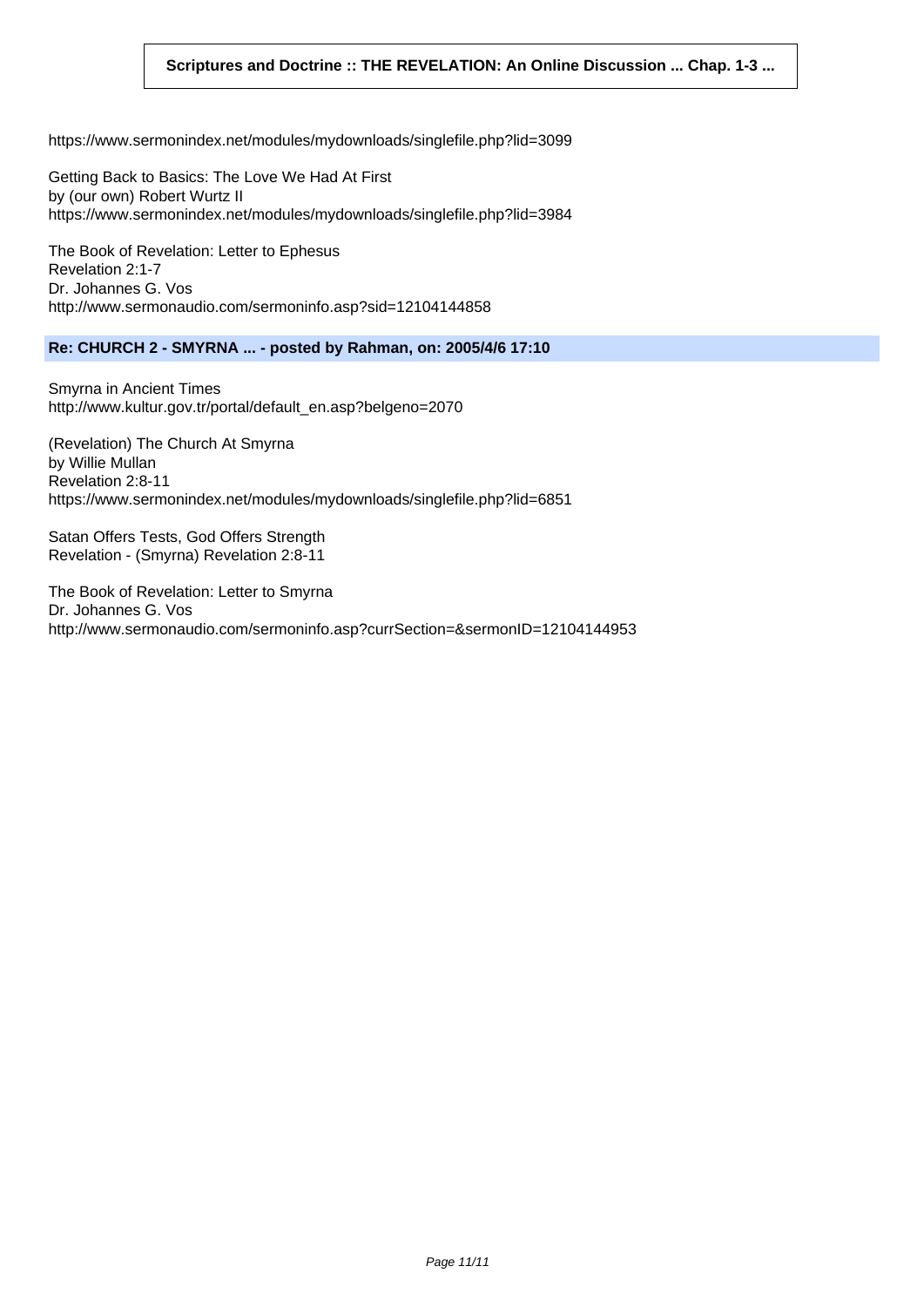https://www.sermonindex.net/modules/mydownloads/singlefile.php?lid=3099

Getting Back to Basics: The Love We Had At First
by (our own) Robert Wurtz II
https://www.sermonindex.net/modules/mydownloads/singlefile.php?lid=3984

The Book of Revelation: Letter to Ephesus
Revelation 2:1-7
Dr. Johannes G. Vos
http://www.sermonaudio.com/sermoninfo.asp?sid=12104144858

**Re: CHURCH 2 - SMYRNA ... - posted by Rahman, on: 2005/4/6 17:10**

Smyrna in Ancient Times
http://www.kultur.gov.tr/portal/default_en.asp?belgeno=2070

(Revelation) The Church At Smyrna
by Willie Mullan
Revelation 2:8-11
https://www.sermonindex.net/modules/mydownloads/singlefile.php?lid=6851

Satan Offers Tests, God Offers Strength
Revelation - (Smyrna) Revelation 2:8-11

The Book of Revelation: Letter to Smyrna
Dr. Johannes G. Vos
http://www.sermonaudio.com/sermoninfo.asp?currSection=&sermonID=12104144953